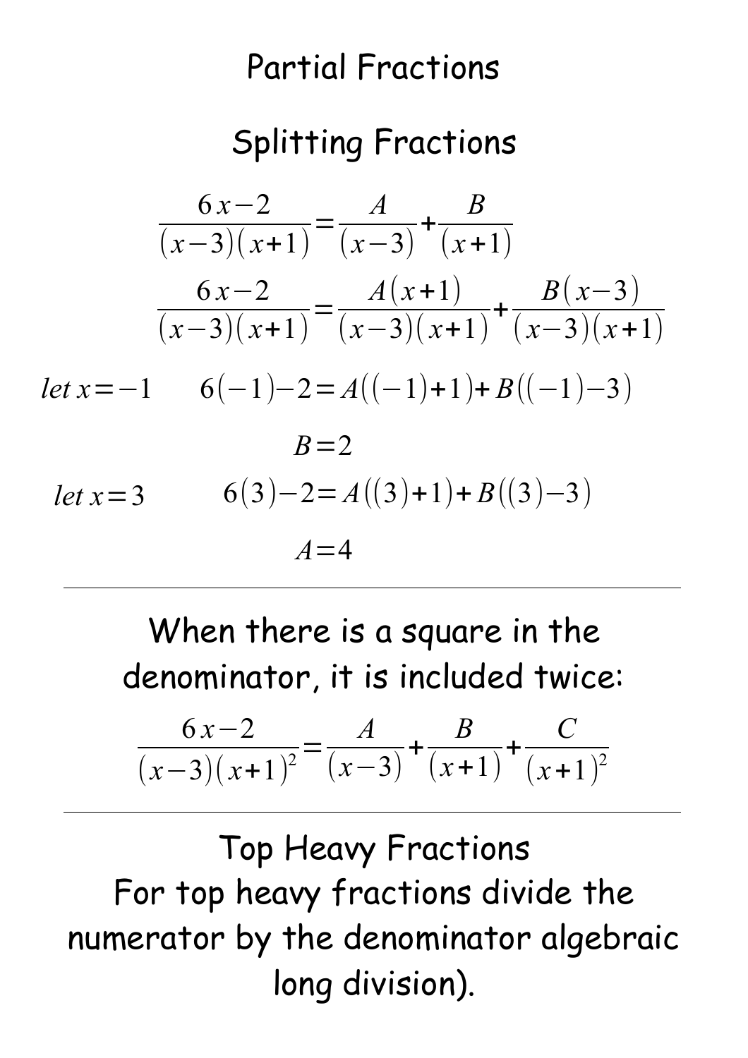# Partial Fractions

## Splitting Fractions

$$\frac{6x-2}{(x-3)(x+1)}=\frac{A}{(x-3)}+\frac{B}{(x+1)}$$

$$\frac{6x-2}{(x-3)(x+1)}=\frac{A(x+1)}{(x-3)(x+1)}+\frac{B(x-3)}{(x-3)(x+1)}$$

$let\ x=-1 \qquad 6(-1)-2=A((-1)+1)+B((-1)-3)$

$$B=2$$

$let\ x=3 \qquad 6(3)-2=A((3)+1)+B((3)-3)$

$$A=4$$

---

When there is a square in the denominator, it is included twice:

$$\frac{6x-2}{(x-3)(x+1)^2}=\frac{A}{(x-3)}+\frac{B}{(x+1)}+\frac{C}{(x+1)^2}$$

---

## Top Heavy Fractions

For top heavy fractions divide the numerator by the denominator algebraic long division).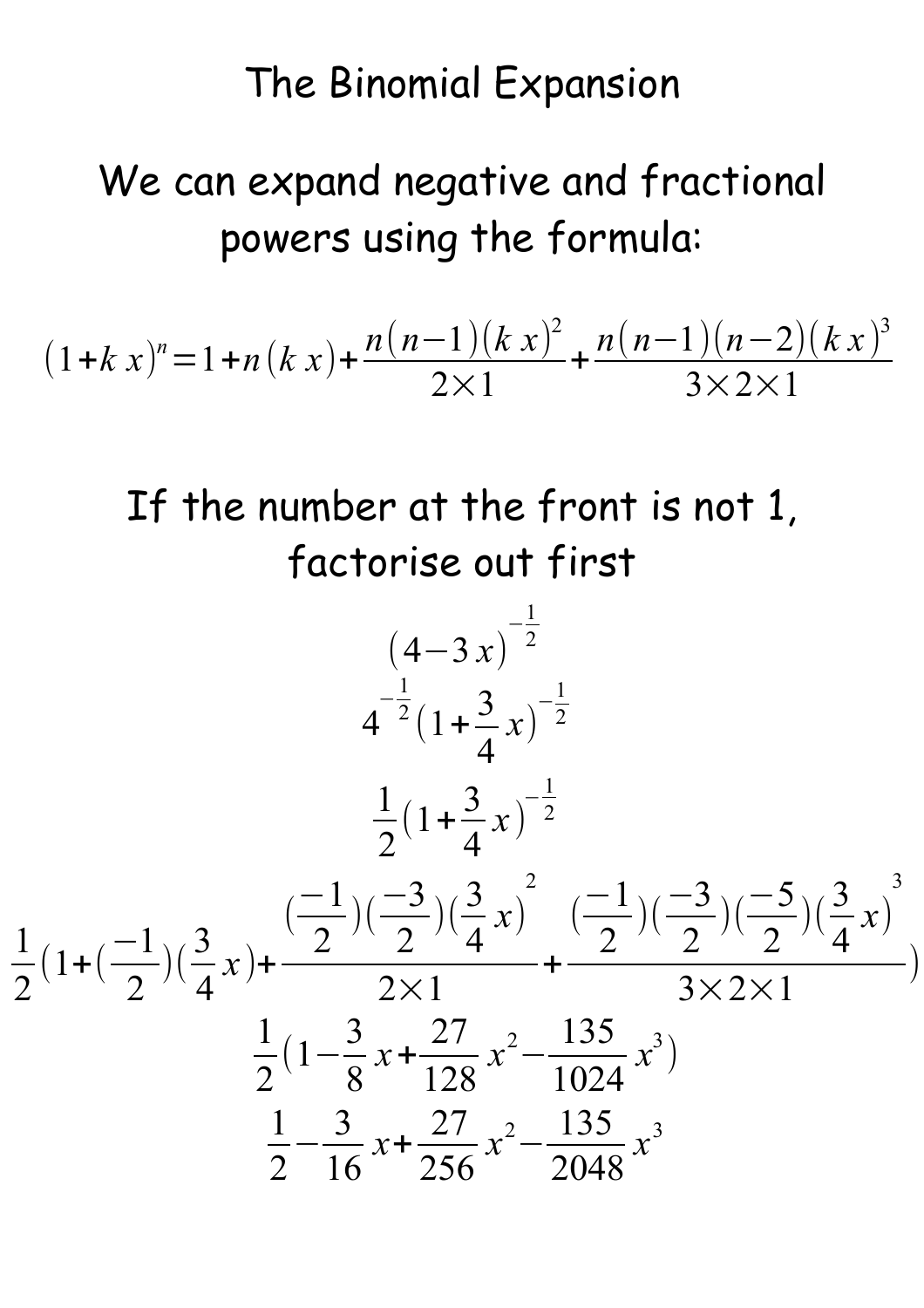# The Binomial Expansion

We can expand negative and fractional powers using the formula:

$$(1+k\,x)^n = 1 + n\,(k\,x) + \frac{n(n-1)(k\,x)^2}{2\times 1} + \frac{n(n-1)(n-2)(k\,x)^3}{3\times 2\times 1}$$

If the number at the front is not 1, factorise out first

$$(4-3x)^{-\frac{1}{2}}$$

$$4^{-\frac{1}{2}}(1+\frac{3}{4}x)^{-\frac{1}{2}}$$

$$\frac{1}{2}(1+\frac{3}{4}x)^{-\frac{1}{2}}$$

$$\frac{1}{2}\left(1+(\frac{-1}{2})(\frac{3}{4}x)+\frac{(\frac{-1}{2})(\frac{-3}{2})(\frac{3}{4}x)^2}{2\times 1}+\frac{(\frac{-1}{2})(\frac{-3}{2})(\frac{-5}{2})(\frac{3}{4}x)^3}{3\times 2\times 1}\right)$$

$$\frac{1}{2}(1-\frac{3}{8}x+\frac{27}{128}x^2-\frac{135}{1024}x^3)$$

$$\frac{1}{2}-\frac{3}{16}x+\frac{27}{256}x^2-\frac{135}{2048}x^3$$